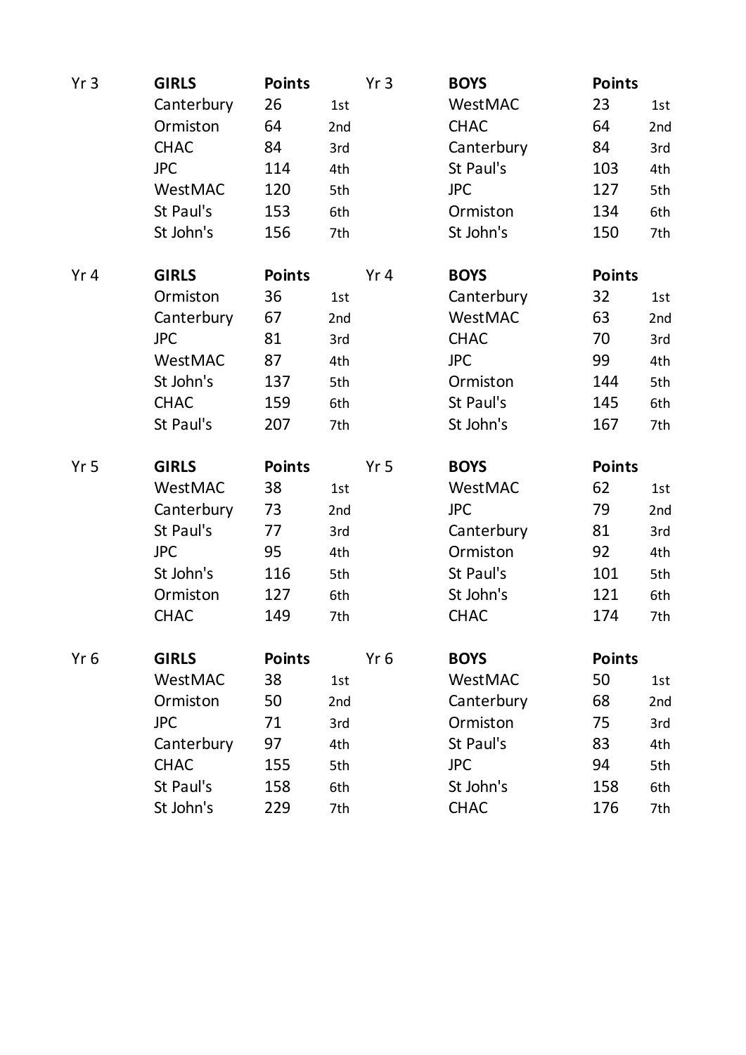| Yr 3 | **GIRLS** | **Points** | | Yr 3 | **BOYS** | **Points** | |
|---|---|---|---|---|---|---|---|
| | Canterbury | 26 | 1st | | WestMAC | 23 | 1st |
| | Ormiston | 64 | 2nd | | CHAC | 64 | 2nd |
| | CHAC | 84 | 3rd | | Canterbury | 84 | 3rd |
| | JPC | 114 | 4th | | St Paul's | 103 | 4th |
| | WestMAC | 120 | 5th | | JPC | 127 | 5th |
| | St Paul's | 153 | 6th | | Ormiston | 134 | 6th |
| | St John's | 156 | 7th | | St John's | 150 | 7th |

| Yr 4 | **GIRLS** | **Points** | | Yr 4 | **BOYS** | **Points** | |
|---|---|---|---|---|---|---|---|
| | Ormiston | 36 | 1st | | Canterbury | 32 | 1st |
| | Canterbury | 67 | 2nd | | WestMAC | 63 | 2nd |
| | JPC | 81 | 3rd | | CHAC | 70 | 3rd |
| | WestMAC | 87 | 4th | | JPC | 99 | 4th |
| | St John's | 137 | 5th | | Ormiston | 144 | 5th |
| | CHAC | 159 | 6th | | St Paul's | 145 | 6th |
| | St Paul's | 207 | 7th | | St John's | 167 | 7th |

| Yr 5 | **GIRLS** | **Points** | | Yr 5 | **BOYS** | **Points** | |
|---|---|---|---|---|---|---|---|
| | WestMAC | 38 | 1st | | WestMAC | 62 | 1st |
| | Canterbury | 73 | 2nd | | JPC | 79 | 2nd |
| | St Paul's | 77 | 3rd | | Canterbury | 81 | 3rd |
| | JPC | 95 | 4th | | Ormiston | 92 | 4th |
| | St John's | 116 | 5th | | St Paul's | 101 | 5th |
| | Ormiston | 127 | 6th | | St John's | 121 | 6th |
| | CHAC | 149 | 7th | | CHAC | 174 | 7th |

| Yr 6 | **GIRLS** | **Points** | | Yr 6 | **BOYS** | **Points** | |
|---|---|---|---|---|---|---|---|
| | WestMAC | 38 | 1st | | WestMAC | 50 | 1st |
| | Ormiston | 50 | 2nd | | Canterbury | 68 | 2nd |
| | JPC | 71 | 3rd | | Ormiston | 75 | 3rd |
| | Canterbury | 97 | 4th | | St Paul's | 83 | 4th |
| | CHAC | 155 | 5th | | JPC | 94 | 5th |
| | St Paul's | 158 | 6th | | St John's | 158 | 6th |
| | St John's | 229 | 7th | | CHAC | 176 | 7th |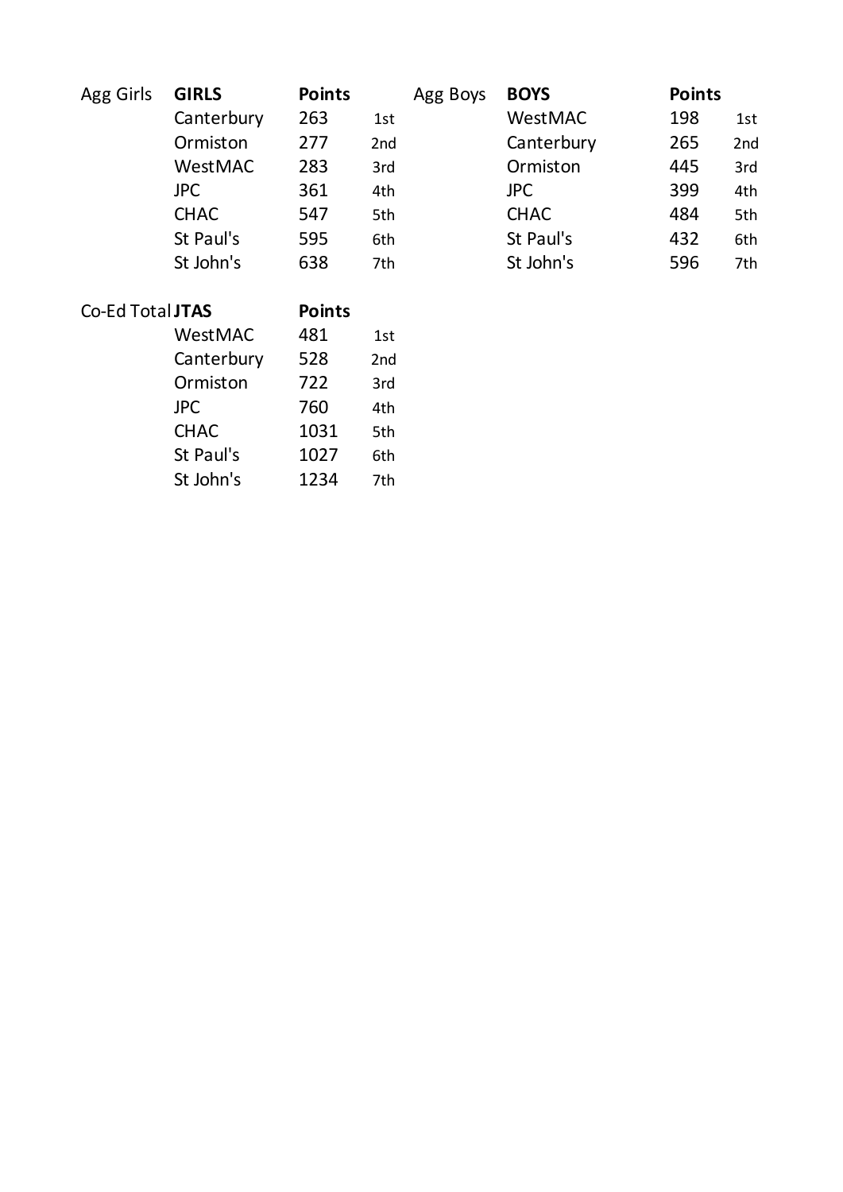| Agg Girls | GIRLS | Points | | Agg Boys | BOYS | Points | |
|---|---|---|---|---|---|---|---|
| | Canterbury | 263 | 1st | | WestMAC | 198 | 1st |
| | Ormiston | 277 | 2nd | | Canterbury | 265 | 2nd |
| | WestMAC | 283 | 3rd | | Ormiston | 445 | 3rd |
| | JPC | 361 | 4th | | JPC | 399 | 4th |
| | CHAC | 547 | 5th | | CHAC | 484 | 5th |
| | St Paul's | 595 | 6th | | St Paul's | 432 | 6th |
| | St John's | 638 | 7th | | St John's | 596 | 7th |

| Co-Ed Total | JTAS | Points | |
|---|---|---|---|
| | WestMAC | 481 | 1st |
| | Canterbury | 528 | 2nd |
| | Ormiston | 722 | 3rd |
| | JPC | 760 | 4th |
| | CHAC | 1031 | 5th |
| | St Paul's | 1027 | 6th |
| | St John's | 1234 | 7th |